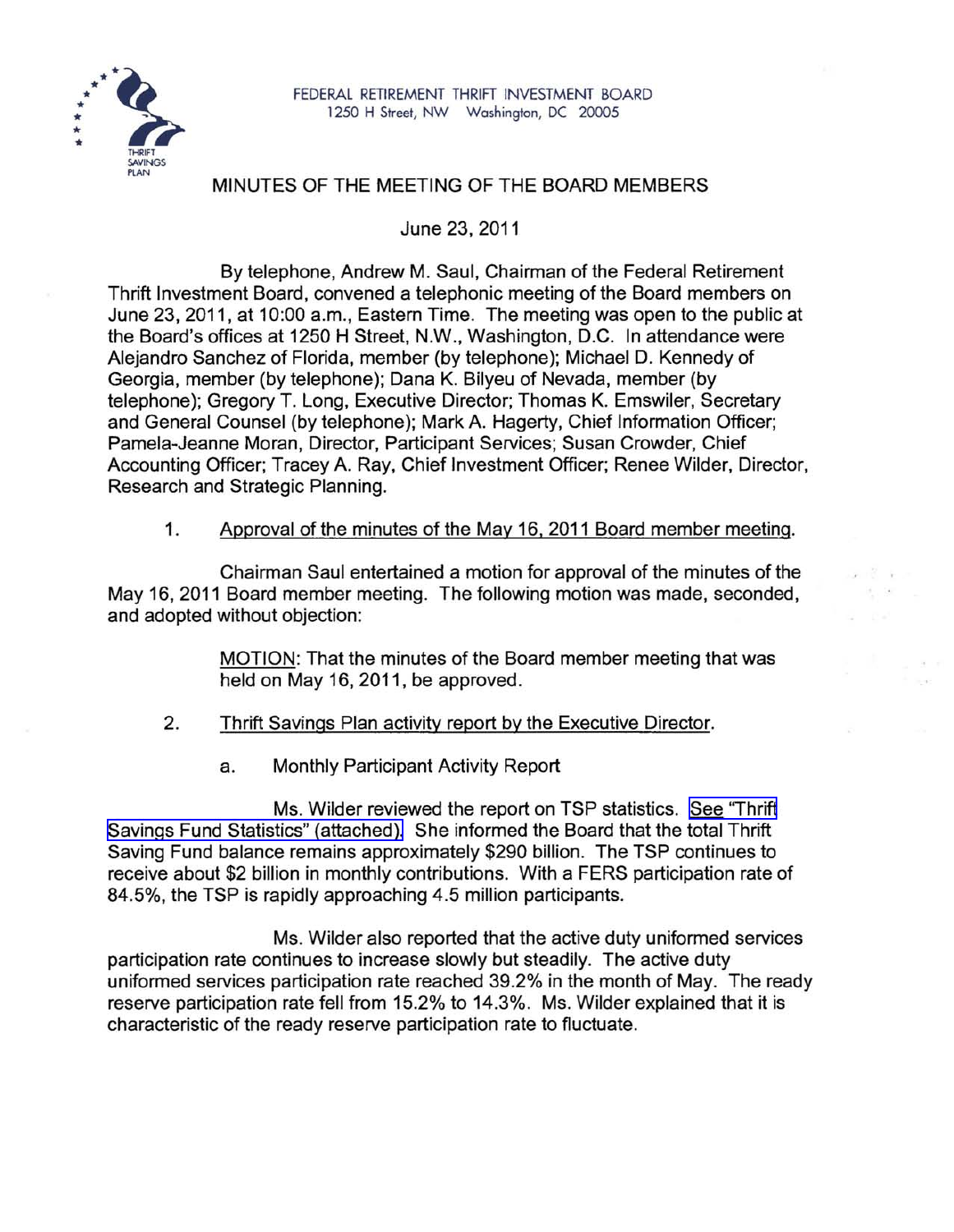FEDERAL RETIREMENT THRIFT INVESTMENT BOARD
1250 H Street, NW Washington, DC 20005

# MINUTES OF THE MEETING OF THE BOARD MEMBERS

June 23, 2011

By telephone, Andrew M. Saul, Chairman of the Federal Retirement Thrift Investment Board, convened a telephonic meeting of the Board members on June 23, 2011, at 10:00 a.m., Eastern Time. The meeting was open to the public at the Board's offices at 1250 H Street, N.W., Washington, D.C. In attendance were Alejandro Sanchez of Florida, member (by telephone); Michael D. Kennedy of Georgia, member (by telephone); Dana K. Bilyeu of Nevada, member (by telephone); Gregory T. Long, Executive Director; Thomas K. Emswiler, Secretary and General Counsel (by telephone); Mark A. Hagerty, Chief Information Officer; Pamela-Jeanne Moran, Director, Participant Services; Susan Crowder, Chief Accounting Officer; Tracey A. Ray, Chief Investment Officer; Renee Wilder, Director, Research and Strategic Planning.

1. Approval of the minutes of the May 16, 2011 Board member meeting.

Chairman Saul entertained a motion for approval of the minutes of the May 16, 2011 Board member meeting. The following motion was made, seconded, and adopted without objection:

> MOTION: That the minutes of the Board member meeting that was held on May 16, 2011, be approved.

2. Thrift Savings Plan activity report by the Executive Director.

   a. Monthly Participant Activity Report

Ms. Wilder reviewed the report on TSP statistics. See "Thrift Savings Fund Statistics" (attached). She informed the Board that the total Thrift Saving Fund balance remains approximately $290 billion. The TSP continues to receive about $2 billion in monthly contributions. With a FERS participation rate of 84.5%, the TSP is rapidly approaching 4.5 million participants.

Ms. Wilder also reported that the active duty uniformed services participation rate continues to increase slowly but steadily. The active duty uniformed services participation rate reached 39.2% in the month of May. The ready reserve participation rate fell from 15.2% to 14.3%. Ms. Wilder explained that it is characteristic of the ready reserve participation rate to fluctuate.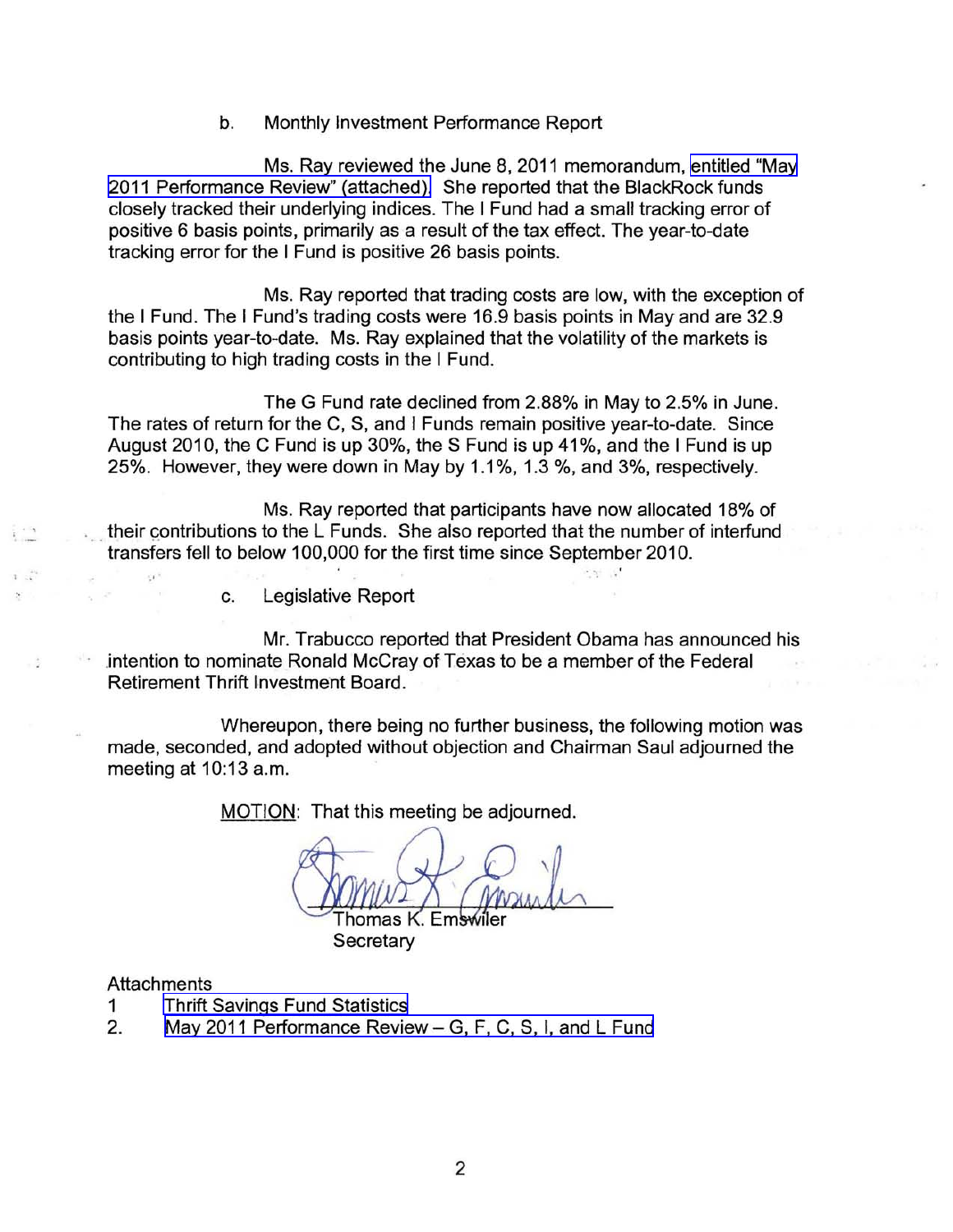b. Monthly Investment Performance Report

Ms. Ray reviewed the June 8, 2011 memorandum, entitled "May 2011 Performance Review" (attached). She reported that the BlackRock funds closely tracked their underlying indices. The I Fund had a small tracking error of positive 6 basis points, primarily as a result of the tax effect. The year-to-date tracking error for the I Fund is positive 26 basis points.

Ms. Ray reported that trading costs are low, with the exception of the I Fund. The I Fund's trading costs were 16.9 basis points in May and are 32.9 basis points year-to-date. Ms. Ray explained that the volatility of the markets is contributing to high trading costs in the I Fund.

The G Fund rate declined from 2.88% in May to 2.5% in June. The rates of return for the C, S, and I Funds remain positive year-to-date. Since August 2010, the C Fund is up 30%, the S Fund is up 41%, and the I Fund is up 25%. However, they were down in May by 1.1%, 1.3 %, and 3%, respectively.

Ms. Ray reported that participants have now allocated 18% of their contributions to the L Funds. She also reported that the number of interfund transfers fell to below 100,000 for the first time since September 2010.

c. Legislative Report

Mr. Trabucco reported that President Obama has announced his intention to nominate Ronald McCray of Texas to be a member of the Federal Retirement Thrift Investment Board.

Whereupon, there being no further business, the following motion was made, seconded, and adopted without objection and Chairman Saul adjourned the meeting at 10:13 a.m.

MOTION: That this meeting be adjourned.

Thomas K. Emswiler
Secretary

Attachments
1 Thrift Savings Fund Statistics
2. May 2011 Performance Review – G, F, C, S, I, and L Fund